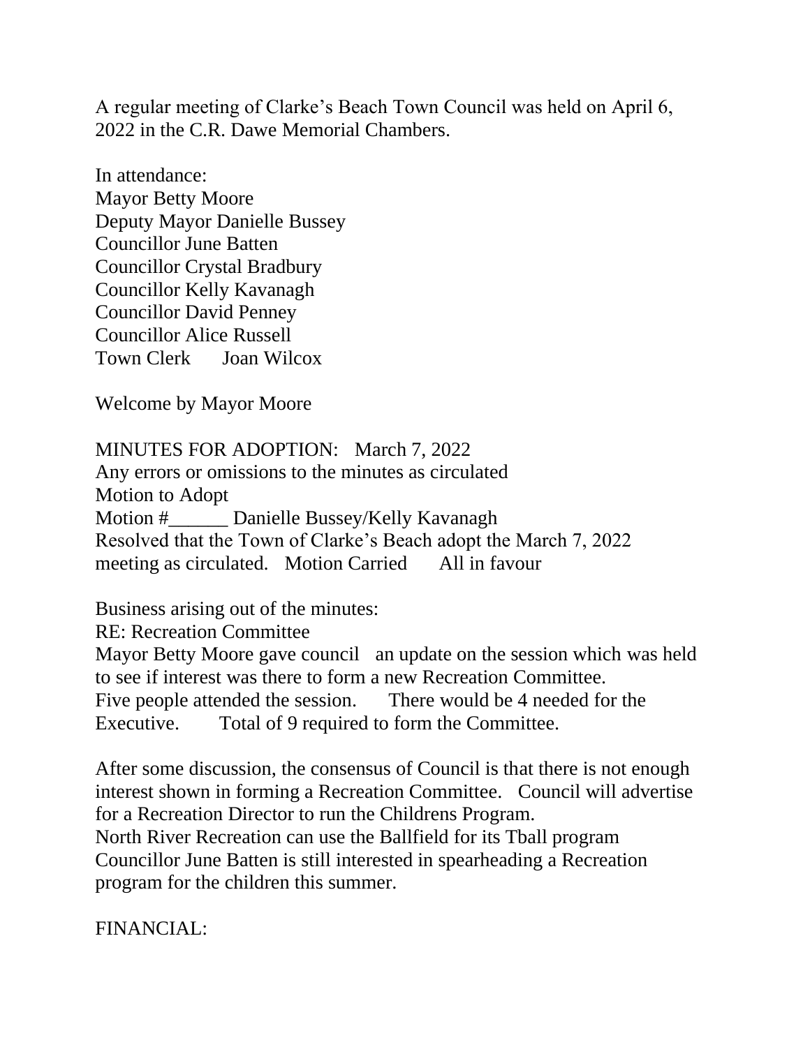A regular meeting of Clarke's Beach Town Council was held on April 6, 2022 in the C.R. Dawe Memorial Chambers.

In attendance:
Mayor Betty Moore
Deputy Mayor Danielle Bussey
Councillor June Batten
Councillor Crystal Bradbury
Councillor Kelly Kavanagh
Councillor David Penney
Councillor Alice Russell
Town Clerk Joan Wilcox

Welcome by Mayor Moore

MINUTES FOR ADOPTION: March 7, 2022
Any errors or omissions to the minutes as circulated
Motion to Adopt
Motion #______ Danielle Bussey/Kelly Kavanagh
Resolved that the Town of Clarke's Beach adopt the March 7, 2022 meeting as circulated. Motion Carried All in favour

Business arising out of the minutes:
RE: Recreation Committee
Mayor Betty Moore gave council an update on the session which was held to see if interest was there to form a new Recreation Committee. Five people attended the session. There would be 4 needed for the Executive. Total of 9 required to form the Committee.

After some discussion, the consensus of Council is that there is not enough interest shown in forming a Recreation Committee. Council will advertise for a Recreation Director to run the Childrens Program.
North River Recreation can use the Ballfield for its Tball program
Councillor June Batten is still interested in spearheading a Recreation program for the children this summer.

FINANCIAL: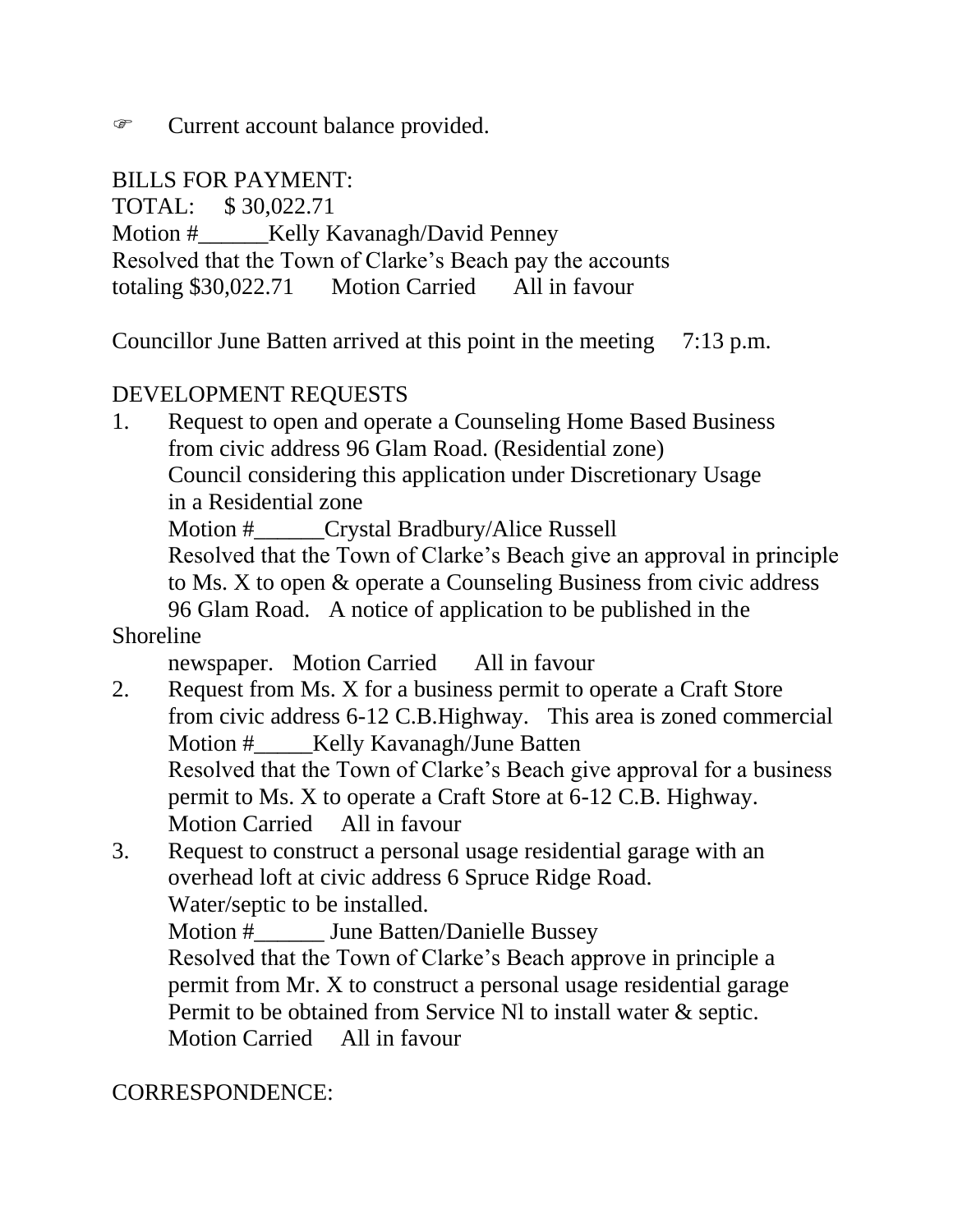☞ Current account balance provided.

BILLS FOR PAYMENT:
TOTAL: $ 30,022.71
Motion #______Kelly Kavanagh/David Penney
Resolved that the Town of Clarke's Beach pay the accounts totaling $30,022.71 Motion Carried All in favour

Councillor June Batten arrived at this point in the meeting 7:13 p.m.

DEVELOPMENT REQUESTS

1. Request to open and operate a Counseling Home Based Business from civic address 96 Glam Road. (Residential zone)
   Council considering this application under Discretionary Usage in a Residential zone
   Motion #______Crystal Bradbury/Alice Russell
   Resolved that the Town of Clarke's Beach give an approval in principle to Ms. X to open & operate a Counseling Business from civic address 96 Glam Road. A notice of application to be published in the Shoreline newspaper. Motion Carried All in favour
2. Request from Ms. X for a business permit to operate a Craft Store from civic address 6-12 C.B.Highway. This area is zoned commercial
   Motion #_____Kelly Kavanagh/June Batten
   Resolved that the Town of Clarke's Beach give approval for a business permit to Ms. X to operate a Craft Store at 6-12 C.B. Highway.
   Motion Carried All in favour
3. Request to construct a personal usage residential garage with an overhead loft at civic address 6 Spruce Ridge Road.
   Water/septic to be installed.
   Motion #______ June Batten/Danielle Bussey
   Resolved that the Town of Clarke's Beach approve in principle a permit from Mr. X to construct a personal usage residential garage Permit to be obtained from Service Nl to install water & septic.
   Motion Carried All in favour

CORRESPONDENCE: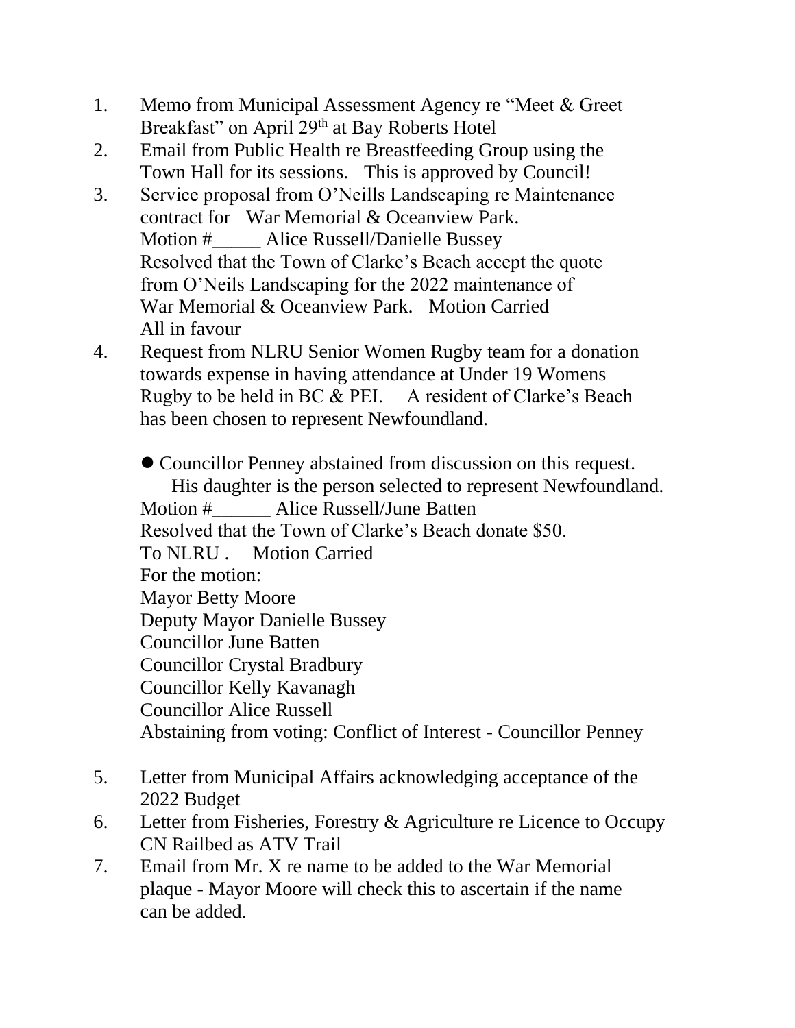1. Memo from Municipal Assessment Agency re "Meet & Greet Breakfast" on April 29th at Bay Roberts Hotel
2. Email from Public Health re Breastfeeding Group using the Town Hall for its sessions. This is approved by Council!
3. Service proposal from O'Neills Landscaping re Maintenance contract for War Memorial & Oceanview Park.
   Motion #_____ Alice Russell/Danielle Bussey
   Resolved that the Town of Clarke's Beach accept the quote from O'Neils Landscaping for the 2022 maintenance of War Memorial & Oceanview Park. Motion Carried
   All in favour
4. Request from NLRU Senior Women Rugby team for a donation towards expense in having attendance at Under 19 Womens Rugby to be held in BC & PEI. A resident of Clarke's Beach has been chosen to represent Newfoundland.

   - Councillor Penney abstained from discussion on this request. His daughter is the person selected to represent Newfoundland.

   Motion #______ Alice Russell/June Batten
   Resolved that the Town of Clarke's Beach donate $50.
   To NLRU . Motion Carried
   For the motion:
   Mayor Betty Moore
   Deputy Mayor Danielle Bussey
   Councillor June Batten
   Councillor Crystal Bradbury
   Councillor Kelly Kavanagh
   Councillor Alice Russell
   Abstaining from voting: Conflict of Interest - Councillor Penney

5. Letter from Municipal Affairs acknowledging acceptance of the 2022 Budget
6. Letter from Fisheries, Forestry & Agriculture re Licence to Occupy CN Railbed as ATV Trail
7. Email from Mr. X re name to be added to the War Memorial plaque - Mayor Moore will check this to ascertain if the name can be added.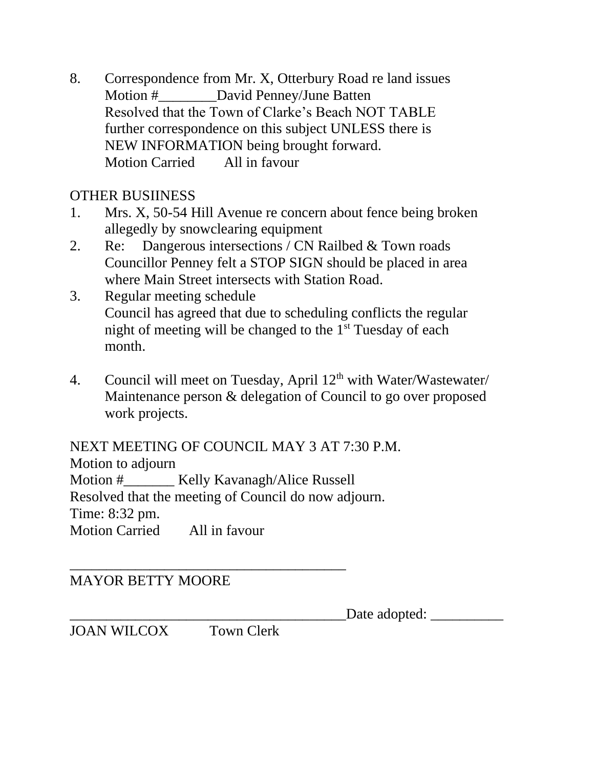8. Correspondence from Mr. X, Otterbury Road re land issues
   Motion #________David Penney/June Batten
   Resolved that the Town of Clarke's Beach NOT TABLE further correspondence on this subject UNLESS there is NEW INFORMATION being brought forward.
   Motion Carried All in favour

OTHER BUSIINESS

1. Mrs. X, 50-54 Hill Avenue re concern about fence being broken allegedly by snowclearing equipment
2. Re: Dangerous intersections / CN Railbed & Town roads
   Councillor Penney felt a STOP SIGN should be placed in area where Main Street intersects with Station Road.
3. Regular meeting schedule
   Council has agreed that due to scheduling conflicts the regular night of meeting will be changed to the 1st Tuesday of each month.

4. Council will meet on Tuesday, April 12th with Water/Wastewater/ Maintenance person & delegation of Council to go over proposed work projects.

NEXT MEETING OF COUNCIL MAY 3 AT 7:30 P.M.
Motion to adjourn
Motion #_______ Kelly Kavanagh/Alice Russell
Resolved that the meeting of Council do now adjourn.
Time: 8:32 pm.
Motion Carried All in favour

_______________________________________
MAYOR BETTY MOORE

_______________________________________Date adopted: __________
JOAN WILCOX Town Clerk